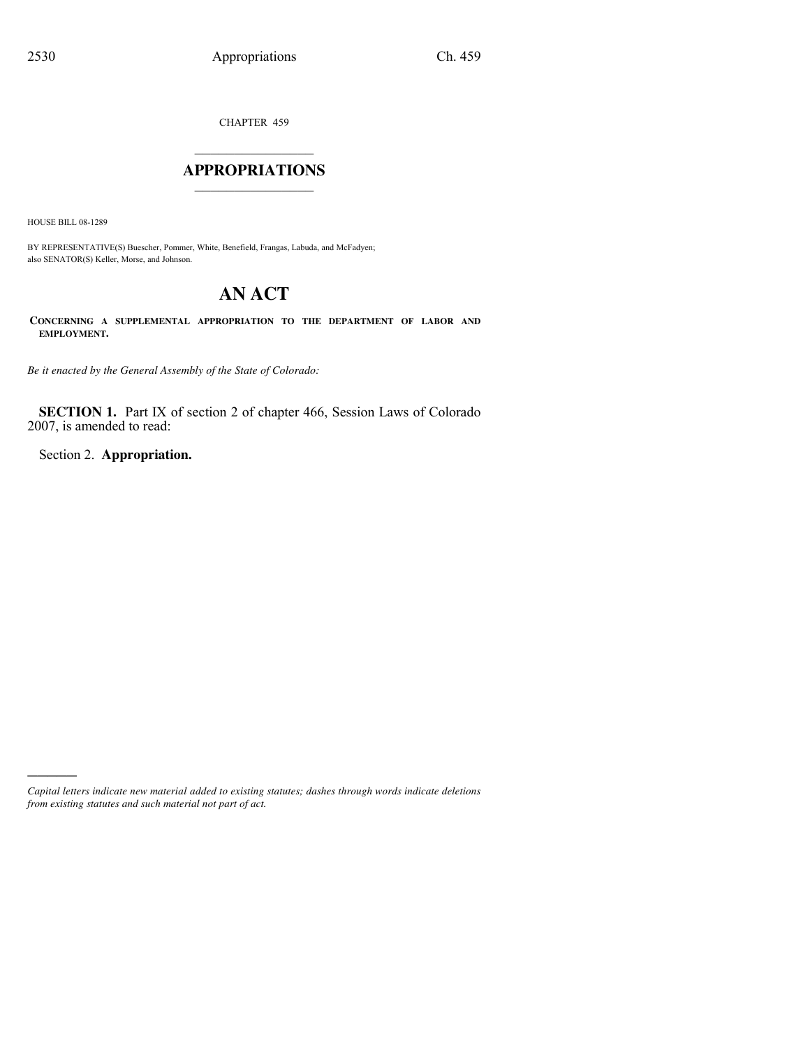CHAPTER 459

# APPROPRIATIONS

HOUSE BILL 08-1289

BY REPRESENTATIVE(S) Buescher, Pommer, White, Benefield, Frangas, Labuda, and McFadyen; also SENATOR(S) Keller, Morse, and Johnson.

# AN ACT

**CONCERNING A SUPPLEMENTAL APPROPRIATION TO THE DEPARTMENT OF LABOR AND EMPLOYMENT.**

*Be it enacted by the General Assembly of the State of Colorado:*

**SECTION 1.** Part IX of section 2 of chapter 466, Session Laws of Colorado 2007, is amended to read:

Section 2. **Appropriation.**

*Capital letters indicate new material added to existing statutes; dashes through words indicate deletions from existing statutes and such material not part of act.*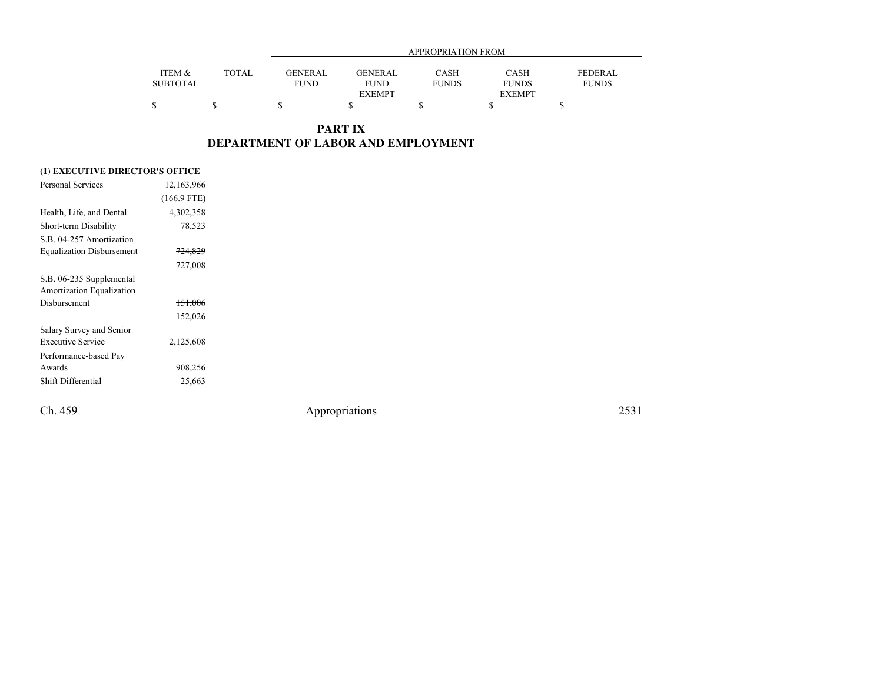| | ITEM & SUBTOTAL | TOTAL | APPROPRIATION FROM GENERAL FUND | GENERAL FUND EXEMPT | CASH FUNDS | CASH FUNDS EXEMPT | FEDERAL FUNDS |
|---|---|---|---|---|---|---|---|
| | $ | $ | $ | $ | $ | $ | $ |

## PART IX
## DEPARTMENT OF LABOR AND EMPLOYMENT

| | ITEM & SUBTOTAL | TOTAL | GENERAL FUND | GENERAL FUND EXEMPT | CASH FUNDS | CASH FUNDS EXEMPT | FEDERAL FUNDS |
|---|---|---|---|---|---|---|---|
| **(1) EXECUTIVE DIRECTOR'S OFFICE** | | | | | | | |
| Personal Services | 12,163,966 | | | | | | |
| | (166.9 FTE) | | | | | | |
| Health, Life, and Dental | 4,302,358 | | | | | | |
| Short-term Disability | 78,523 | | | | | | |
| S.B. 04-257 Amortization Equalization Disbursement | ~~724,829~~ | | | | | | |
| | 727,008 | | | | | | |
| S.B. 06-235 Supplemental Amortization Equalization Disbursement | ~~151,006~~ | | | | | | |
| | 152,026 | | | | | | |
| Salary Survey and Senior Executive Service | 2,125,608 | | | | | | |
| Performance-based Pay Awards | 908,256 | | | | | | |
| Shift Differential | 25,663 | | | | | | |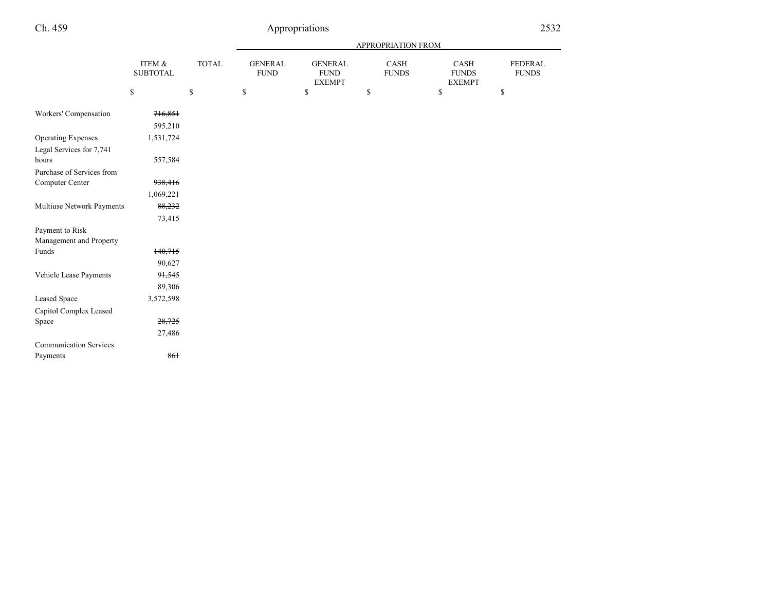| | ITEM & SUBTOTAL | TOTAL | APPROPRIATION FROM | | | | |
|---|---|---|---|---|---|---|---|
| | | | GENERAL FUND | GENERAL FUND EXEMPT | CASH FUNDS | CASH FUNDS EXEMPT | FEDERAL FUNDS |
| | $ | $ | $ | $ | $ | $ | $ |
| Workers' Compensation | ~~716,851~~ | | | | | | |
| | 595,210 | | | | | | |
| Operating Expenses | 1,531,724 | | | | | | |
| Legal Services for 7,741 hours | 557,584 | | | | | | |
| Purchase of Services from Computer Center | ~~938,416~~ | | | | | | |
| | 1,069,221 | | | | | | |
| Multiuse Network Payments | ~~88,232~~ | | | | | | |
| | 73,415 | | | | | | |
| Payment to Risk Management and Property Funds | ~~140,715~~ | | | | | | |
| | 90,627 | | | | | | |
| Vehicle Lease Payments | ~~91,545~~ | | | | | | |
| | 89,306 | | | | | | |
| Leased Space | 3,572,598 | | | | | | |
| Capitol Complex Leased Space | ~~28,725~~ | | | | | | |
| | 27,486 | | | | | | |
| Communication Services Payments | ~~861~~ | | | | | | |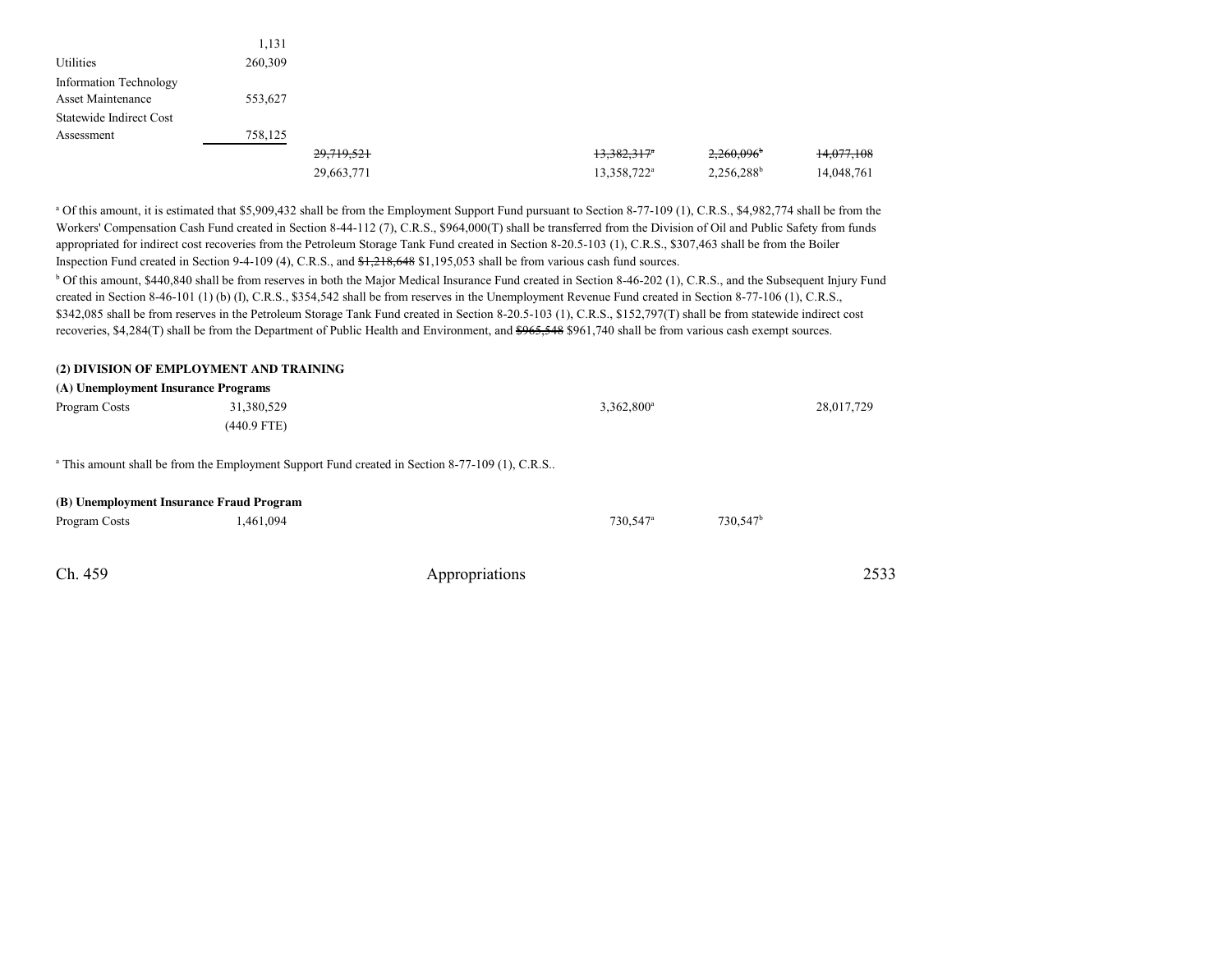| | | | | | |
|---|---|---|---|---|---|
| | 1,131 | | | | |
| Utilities | 260,309 | | | | |
| Information Technology Asset Maintenance | 553,627 | | | | |
| Statewide Indirect Cost Assessment | 758,125 | | | | |
| | | ~~29,719,521~~ | ~~13,382,317~~[a] | ~~2,260,096~~[b] | ~~14,077,108~~ |
| | | 29,663,771 | 13,358,722[a] | 2,256,288[b] | 14,048,761 |

[a] Of this amount, it is estimated that $5,909,432 shall be from the Employment Support Fund pursuant to Section 8-77-109 (1), C.R.S., $4,982,774 shall be from the Workers' Compensation Cash Fund created in Section 8-44-112 (7), C.R.S., $964,000(T) shall be transferred from the Division of Oil and Public Safety from funds appropriated for indirect cost recoveries from the Petroleum Storage Tank Fund created in Section 8-20.5-103 (1), C.R.S., $307,463 shall be from the Boiler Inspection Fund created in Section 9-4-109 (4), C.R.S., and ~~$1,218,648~~ $1,195,053 shall be from various cash fund sources.

[b] Of this amount, $440,840 shall be from reserves in both the Major Medical Insurance Fund created in Section 8-46-202 (1), C.R.S., and the Subsequent Injury Fund created in Section 8-46-101 (1) (b) (I), C.R.S., $354,542 shall be from reserves in the Unemployment Revenue Fund created in Section 8-77-106 (1), C.R.S., $342,085 shall be from reserves in the Petroleum Storage Tank Fund created in Section 8-20.5-103 (1), C.R.S., $152,797(T) shall be from statewide indirect cost recoveries, $4,284(T) shall be from the Department of Public Health and Environment, and ~~$965,548~~ $961,740 shall be from various cash exempt sources.

**(2) DIVISION OF EMPLOYMENT AND TRAINING**

**(A) Unemployment Insurance Programs**

| | | | | | |
|---|---|---|---|---|---|
| Program Costs | 31,380,529 (440.9 FTE) | | 3,362,800[a] | | 28,017,729 |

[a] This amount shall be from the Employment Support Fund created in Section 8-77-109 (1), C.R.S..

**(B) Unemployment Insurance Fraud Program**

| | | | | | |
|---|---|---|---|---|---|
| Program Costs | 1,461,094 | | 730,547[a] | 730,547[b] | |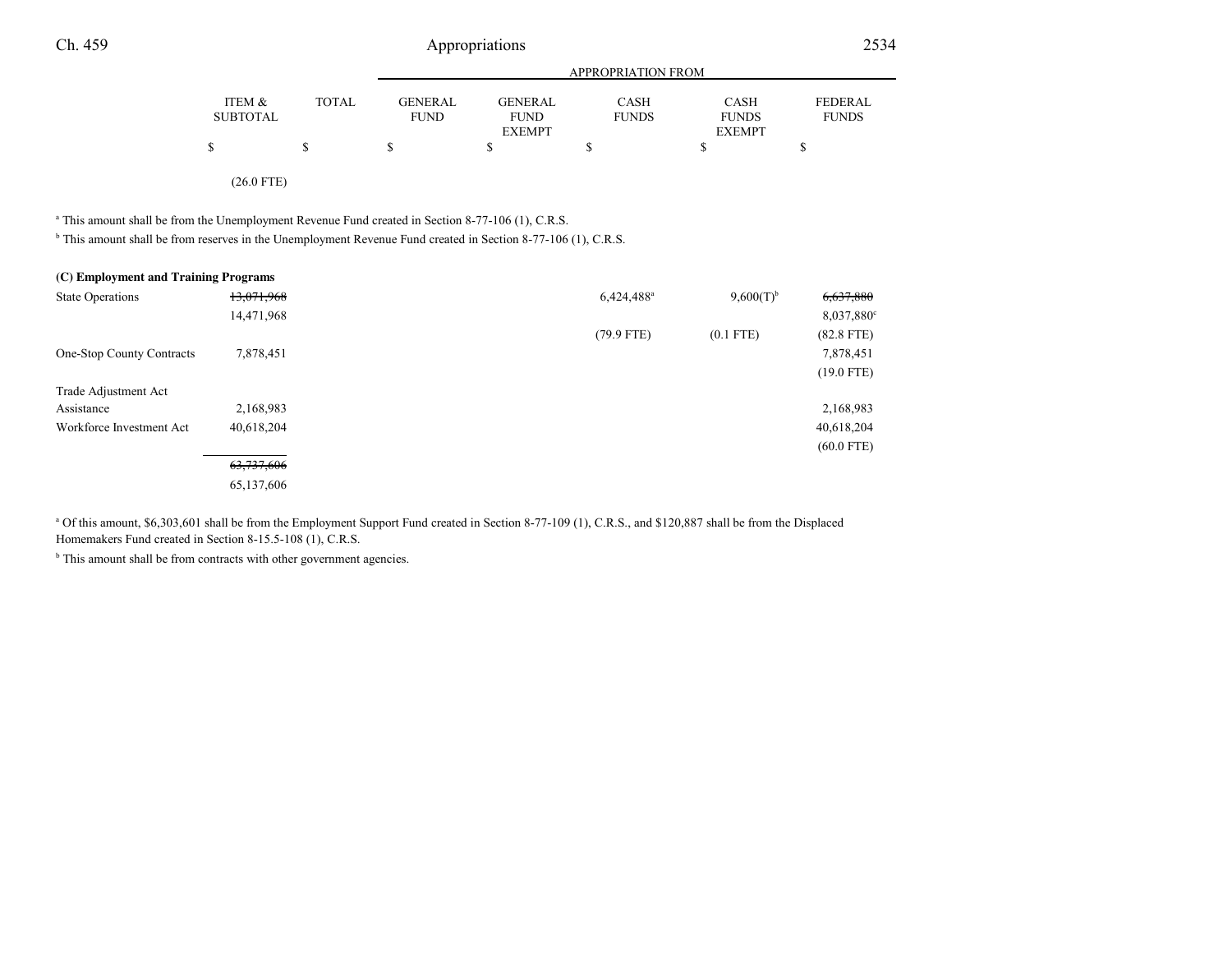| | ITEM & SUBTOTAL | TOTAL | GENERAL FUND | GENERAL FUND EXEMPT | CASH FUNDS | CASH FUNDS EXEMPT | FEDERAL FUNDS |
|---|---|---|---|---|---|---|---|
| | | | APPROPRIATION FROM | | | | |
| | $ | $ | $ | $ | $ | $ | $ |
| | (26.0 FTE) | | | | | | |

[a] This amount shall be from the Unemployment Revenue Fund created in Section 8-77-106 (1), C.R.S.

[b] This amount shall be from reserves in the Unemployment Revenue Fund created in Section 8-77-106 (1), C.R.S.

**(C) Employment and Training Programs**

| | ITEM & SUBTOTAL | TOTAL | GENERAL FUND | GENERAL FUND EXEMPT | CASH FUNDS | CASH FUNDS EXEMPT | FEDERAL FUNDS |
|---|---|---|---|---|---|---|---|
| State Operations | ~~13,071,968~~ | | | | 6,424,488[a] | 9,600(T)[b] | ~~6,637,880~~ |
| | 14,471,968 | | | | | | 8,037,880[c] |
| | | | | | (79.9 FTE) | (0.1 FTE) | (82.8 FTE) |
| One-Stop County Contracts | 7,878,451 | | | | | | 7,878,451 |
| | | | | | | | (19.0 FTE) |
| Trade Adjustment Act Assistance | 2,168,983 | | | | | | 2,168,983 |
| Workforce Investment Act | 40,618,204 | | | | | | 40,618,204 |
| | | | | | | | (60.0 FTE) |
| | ~~63,737,606~~ | | | | | | |
| | 65,137,606 | | | | | | |

[a] Of this amount, $6,303,601 shall be from the Employment Support Fund created in Section 8-77-109 (1), C.R.S., and $120,887 shall be from the Displaced Homemakers Fund created in Section 8-15.5-108 (1), C.R.S.

[b] This amount shall be from contracts with other government agencies.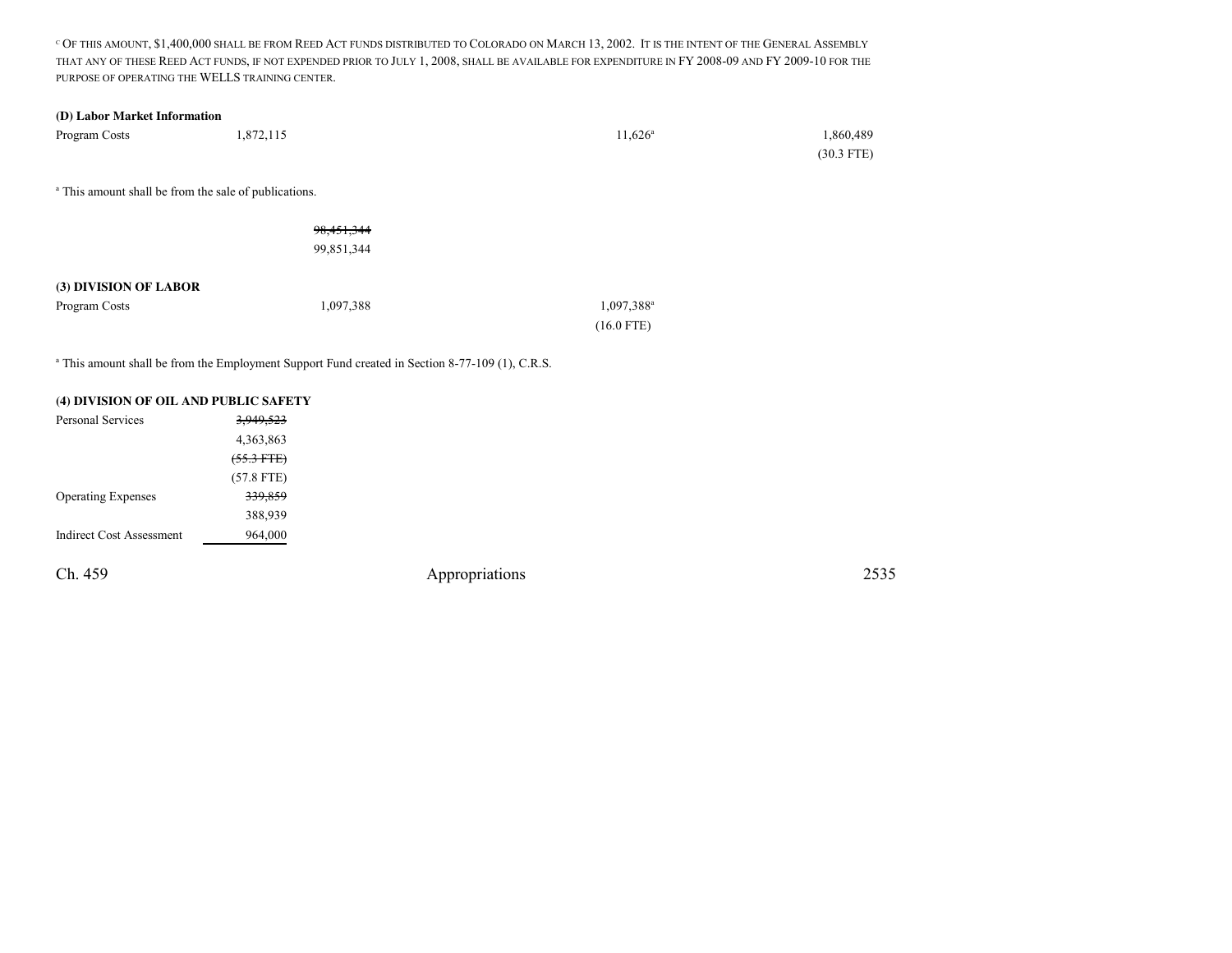[c] OF THIS AMOUNT, $1,400,000 SHALL BE FROM REED ACT FUNDS DISTRIBUTED TO COLORADO ON MARCH 13, 2002. IT IS THE INTENT OF THE GENERAL ASSEMBLY THAT ANY OF THESE REED ACT FUNDS, IF NOT EXPENDED PRIOR TO JULY 1, 2008, SHALL BE AVAILABLE FOR EXPENDITURE IN FY 2008-09 AND FY 2009-10 FOR THE PURPOSE OF OPERATING THE WELLS TRAINING CENTER.

**(D) Labor Market Information**

| | | | | | |
|---|---|---|---|---|---|
| Program Costs | 1,872,115 | | 11,626[a] | | 1,860,489 (30.3 FTE) |

[a] This amount shall be from the sale of publications.

| | | |
|---|---|---|
| | | ~~98,451,344~~ 99,851,344 |

**(3) DIVISION OF LABOR**

| | | | |
|---|---|---|---|
| Program Costs | 1,097,388 | | 1,097,388[a] (16.0 FTE) |

[a] This amount shall be from the Employment Support Fund created in Section 8-77-109 (1), C.R.S.

**(4) DIVISION OF OIL AND PUBLIC SAFETY**

| | |
|---|---|
| Personal Services | ~~3,949,523~~ 4,363,863 ~~(55.3 FTE)~~ (57.8 FTE) |
| Operating Expenses | ~~339,859~~ 388,939 |
| Indirect Cost Assessment | 964,000 |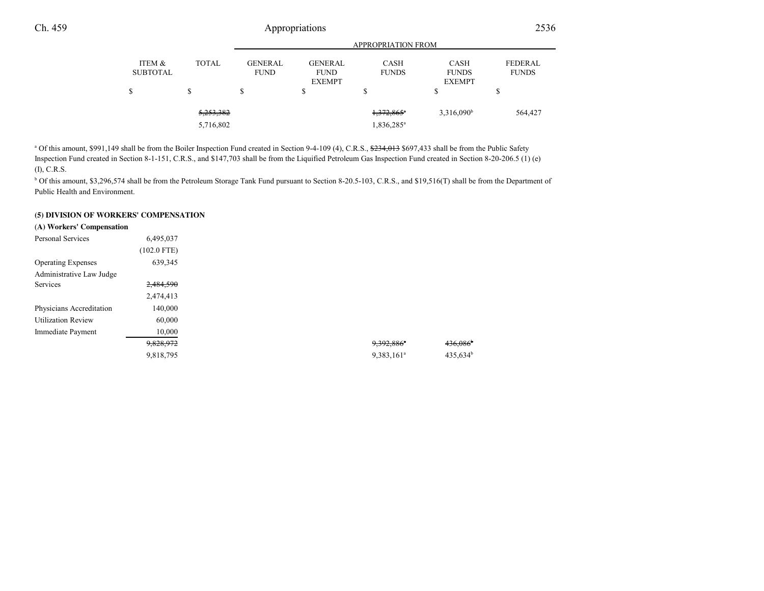| | ITEM & SUBTOTAL | TOTAL | APPROPRIATION FROM GENERAL FUND | GENERAL FUND EXEMPT | CASH FUNDS | CASH FUNDS EXEMPT | FEDERAL FUNDS |
|---|---|---|---|---|---|---|---|
| | $ | $ | $ | $ | $ | $ | $ |
| | | ~~5,253,382~~ | | | ~~1,372,865~~[a] | 3,316,090[b] | 564,427 |
| | | 5,716,802 | | | 1,836,285[a] | | |

[a] Of this amount, $991,149 shall be from the Boiler Inspection Fund created in Section 9-4-109 (4), C.R.S., ~~$234,013~~ $697,433 shall be from the Public Safety Inspection Fund created in Section 8-1-151, C.R.S., and $147,703 shall be from the Liquified Petroleum Gas Inspection Fund created in Section 8-20-206.5 (1) (e) (I), C.R.S.

[b] Of this amount, $3,296,574 shall be from the Petroleum Storage Tank Fund pursuant to Section 8-20.5-103, C.R.S., and $19,516(T) shall be from the Department of Public Health and Environment.

**(5) DIVISION OF WORKERS' COMPENSATION**

**(A) Workers' Compensation**

| | ITEM & SUBTOTAL | TOTAL | GENERAL FUND | GENERAL FUND EXEMPT | CASH FUNDS | CASH FUNDS EXEMPT | FEDERAL FUNDS |
|---|---|---|---|---|---|---|---|
| Personal Services | 6,495,037 | | | | | | |
| | (102.0 FTE) | | | | | | |
| Operating Expenses | 639,345 | | | | | | |
| Administrative Law Judge Services | ~~2,484,590~~ | | | | | | |
| | 2,474,413 | | | | | | |
| Physicians Accreditation | 140,000 | | | | | | |
| Utilization Review | 60,000 | | | | | | |
| Immediate Payment | 10,000 | | | | | | |
| | ~~9,828,972~~ | | | | ~~9,392,886~~[a] | ~~436,086~~[b] | |
| | 9,818,795 | | | | 9,383,161[a] | 435,634[b] | |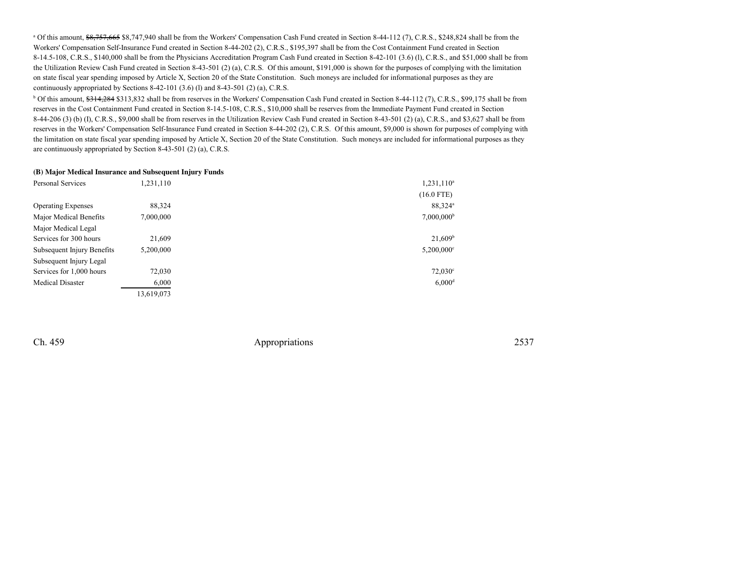[a] Of this amount, ~~$8,757,665~~ $8,747,940 shall be from the Workers' Compensation Cash Fund created in Section 8-44-112 (7), C.R.S., $248,824 shall be from the Workers' Compensation Self-Insurance Fund created in Section 8-44-202 (2), C.R.S., $195,397 shall be from the Cost Containment Fund created in Section 8-14.5-108, C.R.S., $140,000 shall be from the Physicians Accreditation Program Cash Fund created in Section 8-42-101 (3.6) (l), C.R.S., and $51,000 shall be from the Utilization Review Cash Fund created in Section 8-43-501 (2) (a), C.R.S. Of this amount, $191,000 is shown for the purposes of complying with the limitation on state fiscal year spending imposed by Article X, Section 20 of the State Constitution. Such moneys are included for informational purposes as they are continuously appropriated by Sections 8-42-101 (3.6) (l) and 8-43-501 (2) (a), C.R.S.

[b] Of this amount, ~~$314,284~~ $313,832 shall be from reserves in the Workers' Compensation Cash Fund created in Section 8-44-112 (7), C.R.S., $99,175 shall be from reserves in the Cost Containment Fund created in Section 8-14.5-108, C.R.S., $10,000 shall be reserves from the Immediate Payment Fund created in Section 8-44-206 (3) (b) (I), C.R.S., $9,000 shall be from reserves in the Utilization Review Cash Fund created in Section 8-43-501 (2) (a), C.R.S., and $3,627 shall be from reserves in the Workers' Compensation Self-Insurance Fund created in Section 8-44-202 (2), C.R.S. Of this amount, $9,000 is shown for purposes of complying with the limitation on state fiscal year spending imposed by Article X, Section 20 of the State Constitution. Such moneys are included for informational purposes as they are continuously appropriated by Section 8-43-501 (2) (a), C.R.S.

**(B) Major Medical Insurance and Subsequent Injury Funds**

| | | |
|---|---|---|
| Personal Services | 1,231,110 | 1,231,110[a] |
| | | (16.0 FTE) |
| Operating Expenses | 88,324 | 88,324[a] |
| Major Medical Benefits | 7,000,000 | 7,000,000[b] |
| Major Medical Legal Services for 300 hours | 21,609 | 21,609[b] |
| Subsequent Injury Benefits | 5,200,000 | 5,200,000[c] |
| Subsequent Injury Legal Services for 1,000 hours | 72,030 | 72,030[c] |
| Medical Disaster | 6,000 | 6,000[d] |
| | 13,619,073 | |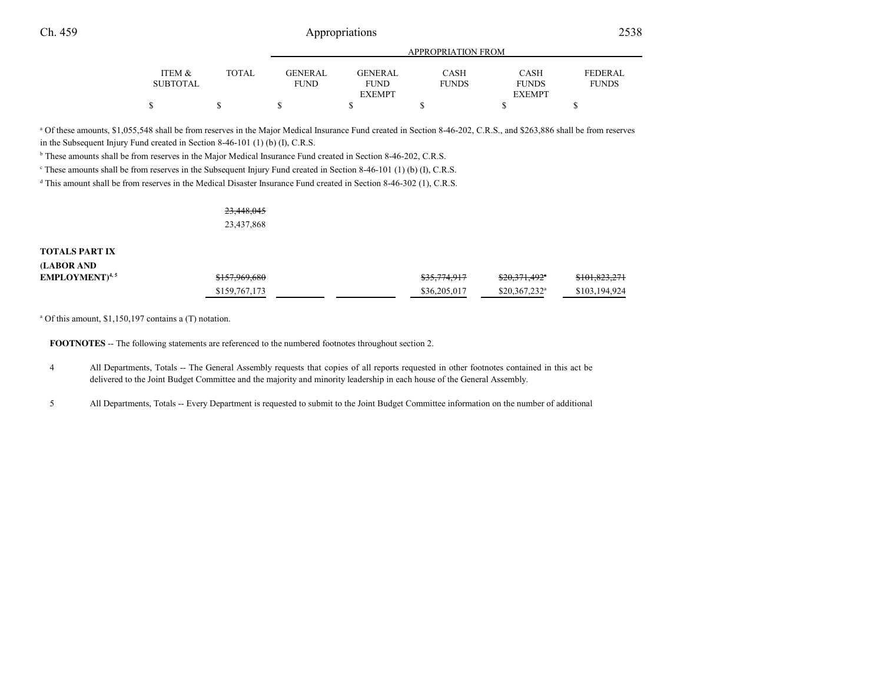| | ITEM & SUBTOTAL | TOTAL | APPROPRIATION FROM GENERAL FUND | GENERAL FUND EXEMPT | CASH FUNDS | CASH FUNDS EXEMPT | FEDERAL FUNDS |
|---|---|---|---|---|---|---|---|
| | $ | $ | $ | $ | $ | $ | $ |

[a] Of these amounts, $1,055,548 shall be from reserves in the Major Medical Insurance Fund created in Section 8-46-202, C.R.S., and $263,886 shall be from reserves in the Subsequent Injury Fund created in Section 8-46-101 (1) (b) (I), C.R.S.

[b] These amounts shall be from reserves in the Major Medical Insurance Fund created in Section 8-46-202, C.R.S.

[c] These amounts shall be from reserves in the Subsequent Injury Fund created in Section 8-46-101 (1) (b) (I), C.R.S.

[d] This amount shall be from reserves in the Medical Disaster Insurance Fund created in Section 8-46-302 (1), C.R.S.

| | ITEM & SUBTOTAL | TOTAL | GENERAL FUND | GENERAL FUND EXEMPT | CASH FUNDS | CASH FUNDS EXEMPT | FEDERAL FUNDS |
|---|---|---|---|---|---|---|---|
| | | ~~23,448,045~~<br>23,437,868 | | | | | |
| **TOTALS PART IX (LABOR AND EMPLOYMENT)**[4, 5] | | ~~$157,969,680~~<br>$159,767,173 | | | ~~$35,774,917~~<br>$36,205,017 | ~~$20,371,492~~[a]<br>$20,367,232[a] | ~~$101,823,271~~<br>$103,194,924 |

[a] Of this amount, $1,150,197 contains a (T) notation.

**FOOTNOTES** -- The following statements are referenced to the numbered footnotes throughout section 2.

4 All Departments, Totals -- The General Assembly requests that copies of all reports requested in other footnotes contained in this act be delivered to the Joint Budget Committee and the majority and minority leadership in each house of the General Assembly.

5 All Departments, Totals -- Every Department is requested to submit to the Joint Budget Committee information on the number of additional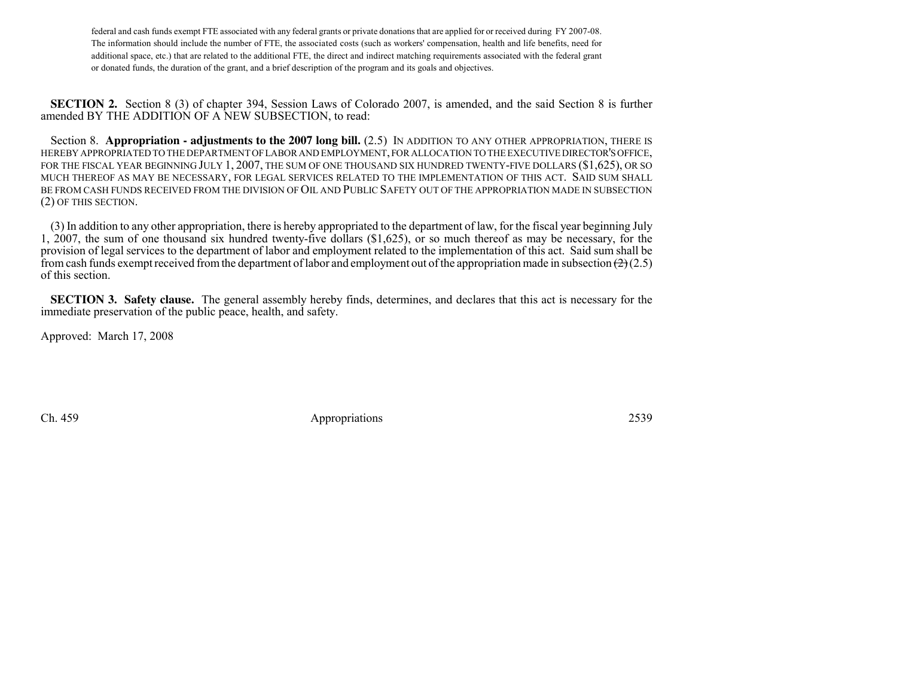federal and cash funds exempt FTE associated with any federal grants or private donations that are applied for or received during FY 2007-08. The information should include the number of FTE, the associated costs (such as workers' compensation, health and life benefits, need for additional space, etc.) that are related to the additional FTE, the direct and indirect matching requirements associated with the federal grant or donated funds, the duration of the grant, and a brief description of the program and its goals and objectives.

**SECTION 2.** Section 8 (3) of chapter 394, Session Laws of Colorado 2007, is amended, and the said Section 8 is further amended BY THE ADDITION OF A NEW SUBSECTION, to read:

Section 8. **Appropriation - adjustments to the 2007 long bill.** (2.5) IN ADDITION TO ANY OTHER APPROPRIATION, THERE IS HEREBY APPROPRIATED TO THE DEPARTMENT OF LABOR AND EMPLOYMENT, FOR ALLOCATION TO THE EXECUTIVE DIRECTOR'S OFFICE, FOR THE FISCAL YEAR BEGINNING JULY 1, 2007, THE SUM OF ONE THOUSAND SIX HUNDRED TWENTY-FIVE DOLLARS ($1,625), OR SO MUCH THEREOF AS MAY BE NECESSARY, FOR LEGAL SERVICES RELATED TO THE IMPLEMENTATION OF THIS ACT. SAID SUM SHALL BE FROM CASH FUNDS RECEIVED FROM THE DIVISION OF OIL AND PUBLIC SAFETY OUT OF THE APPROPRIATION MADE IN SUBSECTION (2) OF THIS SECTION.

(3) In addition to any other appropriation, there is hereby appropriated to the department of law, for the fiscal year beginning July 1, 2007, the sum of one thousand six hundred twenty-five dollars ($1,625), or so much thereof as may be necessary, for the provision of legal services to the department of labor and employment related to the implementation of this act. Said sum shall be from cash funds exempt received from the department of labor and employment out of the appropriation made in subsection ~~(2)~~ (2.5) of this section.

**SECTION 3. Safety clause.** The general assembly hereby finds, determines, and declares that this act is necessary for the immediate preservation of the public peace, health, and safety.

Approved: March 17, 2008